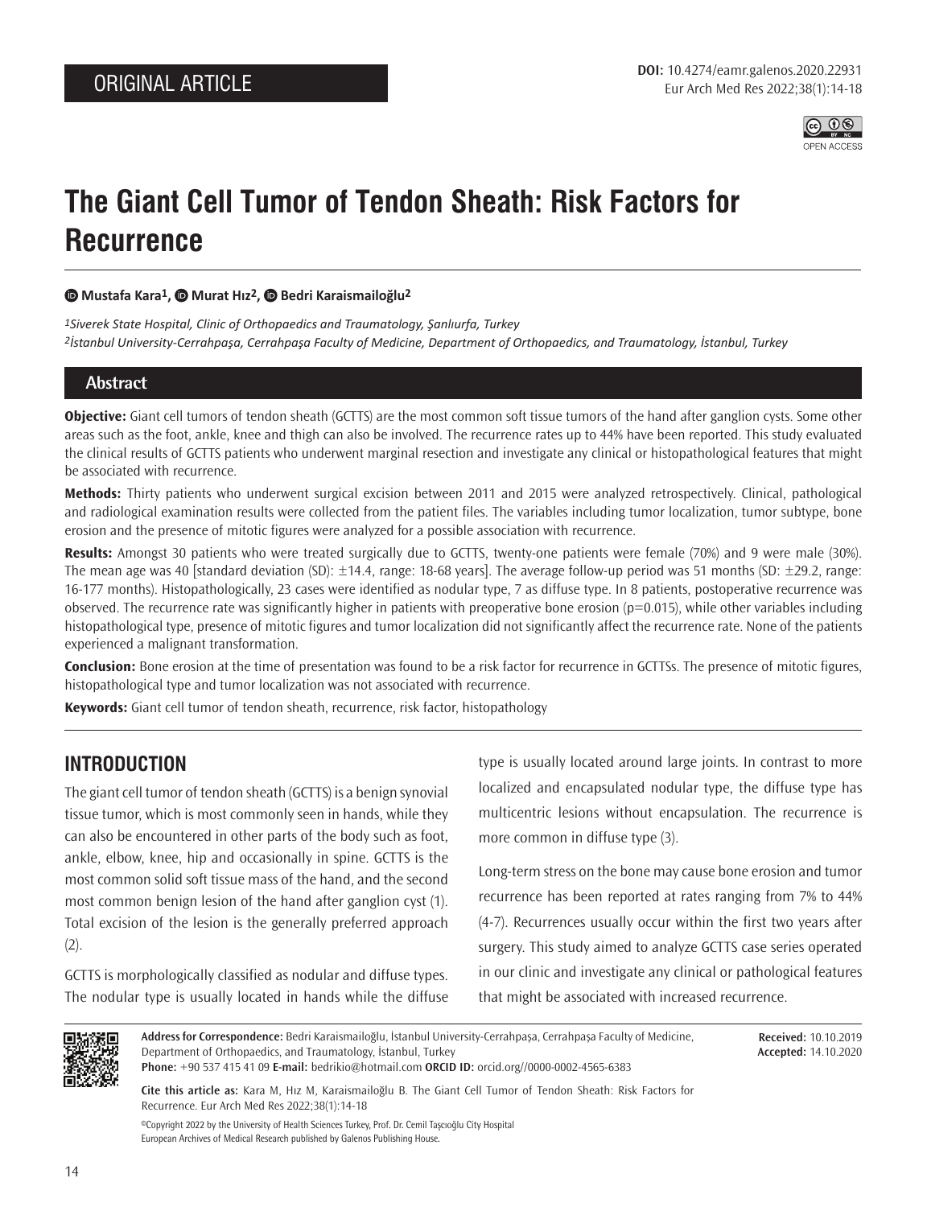ORIGINAL ARTICLE

DOI: 10.4274/eamr.galenos.2020.22931

# The Giant Cell Tumor of Tendon Sheath: Risk Factors for Recurrence

Mustafa Kara[1], Murat Hız[2], Bedri Karaismailoğlu[2]

[1]*Siverek State Hospital, Clinic of Orthopaedics and Traumatology, Şanlıurfa, Turkey*
[2]*İstanbul University-Cerrahpaşa, Cerrahpaşa Faculty of Medicine, Department of Orthopaedics, and Traumatology, İstanbul, Turkey*

## Abstract

**Objective:** Giant cell tumors of tendon sheath (GCTTS) are the most common soft tissue tumors of the hand after ganglion cysts. Some other areas such as the foot, ankle, knee and thigh can also be involved. The recurrence rates up to 44% have been reported. This study evaluated the clinical results of GCTTS patients who underwent marginal resection and investigate any clinical or histopathological features that might be associated with recurrence.

**Methods:** Thirty patients who underwent surgical excision between 2011 and 2015 were analyzed retrospectively. Clinical, pathological and radiological examination results were collected from the patient files. The variables including tumor localization, tumor subtype, bone erosion and the presence of mitotic figures were analyzed for a possible association with recurrence.

**Results:** Amongst 30 patients who were treated surgically due to GCTTS, twenty-one patients were female (70%) and 9 were male (30%). The mean age was 40 [standard deviation (SD): ±14.4, range: 18-68 years]. The average follow-up period was 51 months (SD: ±29.2, range: 16-177 months). Histopathologically, 23 cases were identified as nodular type, 7 as diffuse type. In 8 patients, postoperative recurrence was observed. The recurrence rate was significantly higher in patients with preoperative bone erosion ($p=0.015$), while other variables including histopathological type, presence of mitotic figures and tumor localization did not significantly affect the recurrence rate. None of the patients experienced a malignant transformation.

**Conclusion:** Bone erosion at the time of presentation was found to be a risk factor for recurrence in GCTTSs. The presence of mitotic figures, histopathological type and tumor localization was not associated with recurrence.

**Keywords:** Giant cell tumor of tendon sheath, recurrence, risk factor, histopathology

## INTRODUCTION

The giant cell tumor of tendon sheath (GCTTS) is a benign synovial tissue tumor, which is most commonly seen in hands, while they can also be encountered in other parts of the body such as foot, ankle, elbow, knee, hip and occasionally in spine. GCTTS is the most common solid soft tissue mass of the hand, and the second most common benign lesion of the hand after ganglion cyst (1). Total excision of the lesion is the generally preferred approach (2).

GCTTS is morphologically classified as nodular and diffuse types. The nodular type is usually located in hands while the diffuse type is usually located around large joints. In contrast to more localized and encapsulated nodular type, the diffuse type has multicentric lesions without encapsulation. The recurrence is more common in diffuse type (3).

Long-term stress on the bone may cause bone erosion and tumor recurrence has been reported at rates ranging from 7% to 44% (4-7). Recurrences usually occur within the first two years after surgery. This study aimed to analyze GCTTS case series operated in our clinic and investigate any clinical or pathological features that might be associated with increased recurrence.

**Address for Correspondence:** Bedri Karaismailoğlu, İstanbul University-Cerrahpaşa, Cerrahpaşa Faculty of Medicine, Department of Orthopaedics, and Traumatology, İstanbul, Turkey
**Phone:** +90 537 415 41 09 **E-mail:** bedrikio@hotmail.com **ORCID ID:** orcid.org//0000-0002-4565-6383

**Received:** 10.10.2019
**Accepted:** 14.10.2020

**Cite this article as:** Kara M, Hız M, Karaismailoğlu B. The Giant Cell Tumor of Tendon Sheath: Risk Factors for Recurrence. Eur Arch Med Res 2022;38(1):14-18

©Copyright 2022 by the University of Health Sciences Turkey, Prof. Dr. Cemil Taşcıoğlu City Hospital
European Archives of Medical Research published by Galenos Publishing House.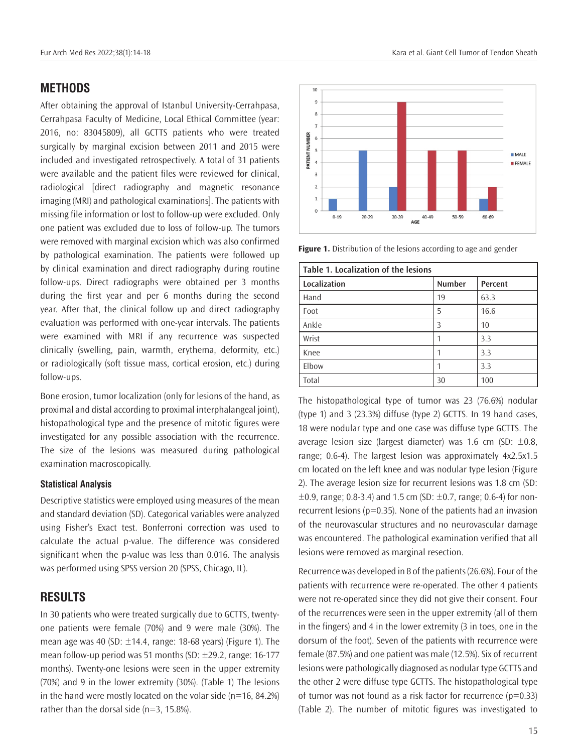## METHODS

After obtaining the approval of Istanbul University-Cerrahpasa, Cerrahpasa Faculty of Medicine, Local Ethical Committee (year: 2016, no: 83045809), all GCTTS patients who were treated surgically by marginal excision between 2011 and 2015 were included and investigated retrospectively. A total of 31 patients were available and the patient files were reviewed for clinical, radiological [direct radiography and magnetic resonance imaging (MRI) and pathological examinations]. The patients with missing file information or lost to follow-up were excluded. Only one patient was excluded due to loss of follow-up. The tumors were removed with marginal excision which was also confirmed by pathological examination. The patients were followed up by clinical examination and direct radiography during routine follow-ups. Direct radiographs were obtained per 3 months during the first year and per 6 months during the second year. After that, the clinical follow up and direct radiography evaluation was performed with one-year intervals. The patients were examined with MRI if any recurrence was suspected clinically (swelling, pain, warmth, erythema, deformity, etc.) or radiologically (soft tissue mass, cortical erosion, etc.) during follow-ups.

Bone erosion, tumor localization (only for lesions of the hand, as proximal and distal according to proximal interphalangeal joint), histopathological type and the presence of mitotic figures were investigated for any possible association with the recurrence. The size of the lesions was measured during pathological examination macroscopically.

### Statistical Analysis

Descriptive statistics were employed using measures of the mean and standard deviation (SD). Categorical variables were analyzed using Fisher's Exact test. Bonferroni correction was used to calculate the actual p-value. The difference was considered significant when the p-value was less than 0.016. The analysis was performed using SPSS version 20 (SPSS, Chicago, IL).

## RESULTS

In 30 patients who were treated surgically due to GCTTS, twenty-one patients were female (70%) and 9 were male (30%). The mean age was 40 (SD: ±14.4, range: 18-68 years) (Figure 1). The mean follow-up period was 51 months (SD: ±29.2, range: 16-177 months). Twenty-one lesions were seen in the upper extremity (70%) and 9 in the lower extremity (30%). (Table 1) The lesions in the hand were mostly located on the volar side (n=16, 84.2%) rather than the dorsal side (n=3, 15.8%).

**Figure 1.** Distribution of the lesions according to age and gender

**Table 1. Localization of the lesions**

| Localization | Number | Percent |
|---|---|---|
| Hand | 19 | 63.3 |
| Foot | 5 | 16.6 |
| Ankle | 3 | 10 |
| Wrist | 1 | 3.3 |
| Knee | 1 | 3.3 |
| Elbow | 1 | 3.3 |
| Total | 30 | 100 |

The histopathological type of tumor was 23 (76.6%) nodular (type 1) and 3 (23.3%) diffuse (type 2) GCTTS. In 19 hand cases, 18 were nodular type and one case was diffuse type GCTTS. The average lesion size (largest diameter) was 1.6 cm (SD: ±0.8, range; 0.6-4). The largest lesion was approximately 4x2.5x1.5 cm located on the left knee and was nodular type lesion (Figure 2). The average lesion size for recurrent lesions was 1.8 cm (SD: ±0.9, range; 0.8-3.4) and 1.5 cm (SD: ±0.7, range; 0.6-4) for non-recurrent lesions (p=0.35). None of the patients had an invasion of the neurovascular structures and no neurovascular damage was encountered. The pathological examination verified that all lesions were removed as marginal resection.

Recurrence was developed in 8 of the patients (26.6%). Four of the patients with recurrence were re-operated. The other 4 patients were not re-operated since they did not give their consent. Four of the recurrences were seen in the upper extremity (all of them in the fingers) and 4 in the lower extremity (3 in toes, one in the dorsum of the foot). Seven of the patients with recurrence were female (87.5%) and one patient was male (12.5%). Six of recurrent lesions were pathologically diagnosed as nodular type GCTTS and the other 2 were diffuse type GCTTS. The histopathological type of tumor was not found as a risk factor for recurrence (p=0.33) (Table 2). The number of mitotic figures was investigated to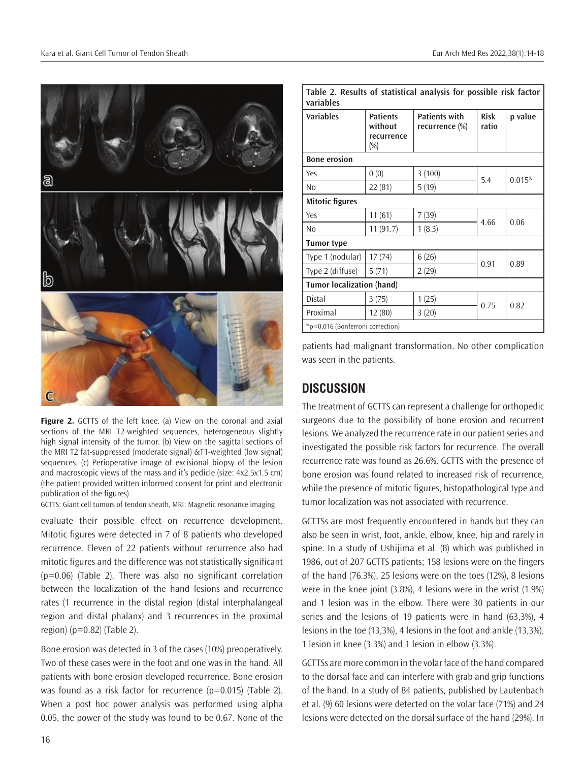Figure 2. GCTTS of the left knee. (a) View on the coronal and axial sections of the MRI T2-weighted sequences, heterogeneous slightly high signal intensity of the tumor. (b) View on the sagittal sections of the MRI T2 fat-suppressed (moderate signal) &T1-weighted (low signal) sequences. (c) Perioperative image of excisional biopsy of the lesion and macroscopic views of the mass and it's pedicle (size: 4x2.5x1.5 cm) (the patient provided written informed consent for print and electronic publication of the figures)

GCTTS: Giant cell tumors of tendon sheath, MRI: Magnetic resonance imaging

evaluate their possible effect on recurrence development. Mitotic figures were detected in 7 of 8 patients who developed recurrence. Eleven of 22 patients without recurrence also had mitotic figures and the difference was not statistically significant (p=0.06) (Table 2). There was also no significant correlation between the localization of the hand lesions and recurrence rates (1 recurrence in the distal region (distal interphalangeal region and distal phalanx) and 3 recurrences in the proximal region) (p=0.82) (Table 2).

Bone erosion was detected in 3 of the cases (10%) preoperatively. Two of these cases were in the foot and one was in the hand. All patients with bone erosion developed recurrence. Bone erosion was found as a risk factor for recurrence (p=0.015) (Table 2). When a post hoc power analysis was performed using alpha 0.05, the power of the study was found to be 0.67. None of the patients had malignant transformation. No other complication was seen in the patients.

**Table 2. Results of statistical analysis for possible risk factor variables**

| Variables | Patients without recurrence (%) | Patients with recurrence (%) | Risk ratio | p value |
|---|---|---|---|---|
| **Bone erosion** | | | | |
| Yes | 0 (0) | 3 (100) | 5.4 | 0.015* |
| No | 22 (81) | 5 (19) | | |
| **Mitotic figures** | | | | |
| Yes | 11 (61) | 7 (39) | 4.66 | 0.06 |
| No | 11 (91.7) | 1 (8.3) | | |
| **Tumor type** | | | | |
| Type 1 (nodular) | 17 (74) | 6 (26) | 0.91 | 0.89 |
| Type 2 (diffuse) | 5 (71) | 2 (29) | | |
| **Tumor localization (hand)** | | | | |
| Distal | 3 (75) | 1 (25) | 0.75 | 0.82 |
| Proximal | 12 (80) | 3 (20) | | |

*p<0.016 (Bonferroni correction)

## DISCUSSION

The treatment of GCTTS can represent a challenge for orthopedic surgeons due to the possibility of bone erosion and recurrent lesions. We analyzed the recurrence rate in our patient series and investigated the possible risk factors for recurrence. The overall recurrence rate was found as 26.6%. GCTTS with the presence of bone erosion was found related to increased risk of recurrence, while the presence of mitotic figures, histopathological type and tumor localization was not associated with recurrence.

GCTTSs are most frequently encountered in hands but they can also be seen in wrist, foot, ankle, elbow, knee, hip and rarely in spine. In a study of Ushijima et al. (8) which was published in 1986, out of 207 GCTTS patients; 158 lesions were on the fingers of the hand (76.3%), 25 lesions were on the toes (12%), 8 lesions were in the knee joint (3.8%), 4 lesions were in the wrist (1.9%) and 1 lesion was in the elbow. There were 30 patients in our series and the lesions of 19 patients were in hand (63,3%), 4 lesions in the toe (13,3%), 4 lesions in the foot and ankle (13,3%), 1 lesion in knee (3.3%) and 1 lesion in elbow (3.3%).

GCTTSs are more common in the volar face of the hand compared to the dorsal face and can interfere with grab and grip functions of the hand. In a study of 84 patients, published by Lautenbach et al. (9) 60 lesions were detected on the volar face (71%) and 24 lesions were detected on the dorsal surface of the hand (29%). In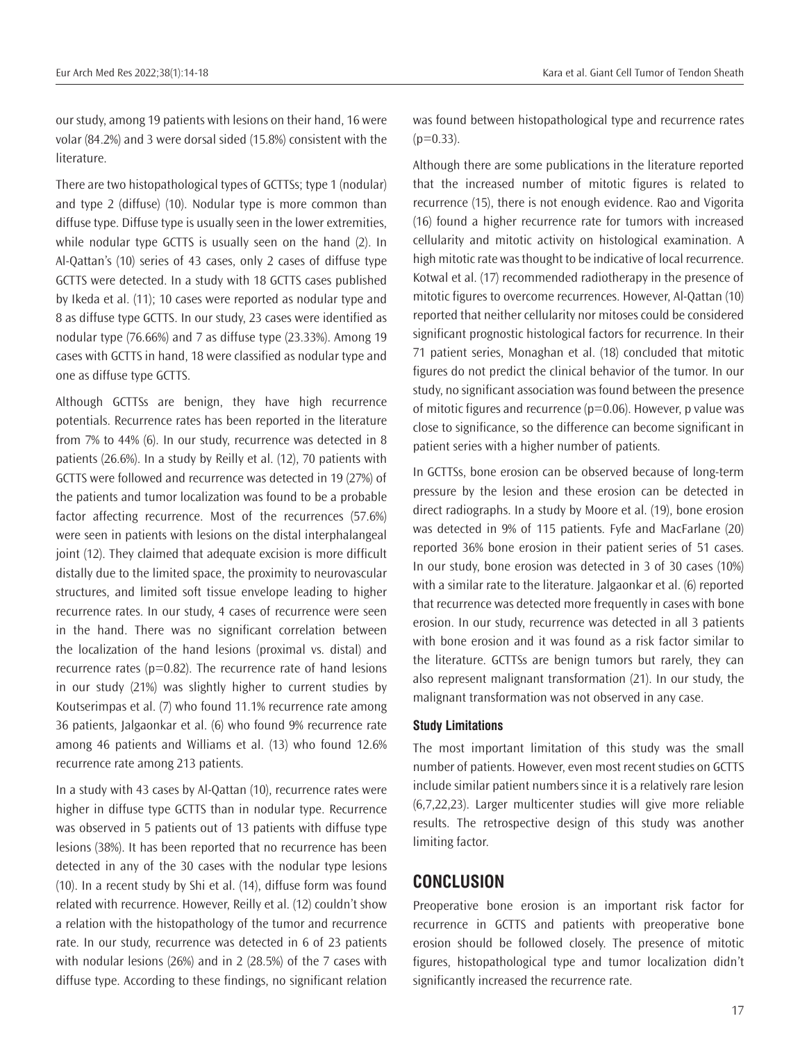our study, among 19 patients with lesions on their hand, 16 were volar (84.2%) and 3 were dorsal sided (15.8%) consistent with the literature.

There are two histopathological types of GCTTSs; type 1 (nodular) and type 2 (diffuse) (10). Nodular type is more common than diffuse type. Diffuse type is usually seen in the lower extremities, while nodular type GCTTS is usually seen on the hand (2). In Al-Qattan's (10) series of 43 cases, only 2 cases of diffuse type GCTTS were detected. In a study with 18 GCTTS cases published by Ikeda et al. (11); 10 cases were reported as nodular type and 8 as diffuse type GCTTS. In our study, 23 cases were identified as nodular type (76.66%) and 7 as diffuse type (23.33%). Among 19 cases with GCTTS in hand, 18 were classified as nodular type and one as diffuse type GCTTS.

Although GCTTSs are benign, they have high recurrence potentials. Recurrence rates has been reported in the literature from 7% to 44% (6). In our study, recurrence was detected in 8 patients (26.6%). In a study by Reilly et al. (12), 70 patients with GCTTS were followed and recurrence was detected in 19 (27%) of the patients and tumor localization was found to be a probable factor affecting recurrence. Most of the recurrences (57.6%) were seen in patients with lesions on the distal interphalangeal joint (12). They claimed that adequate excision is more difficult distally due to the limited space, the proximity to neurovascular structures, and limited soft tissue envelope leading to higher recurrence rates. In our study, 4 cases of recurrence were seen in the hand. There was no significant correlation between the localization of the hand lesions (proximal vs. distal) and recurrence rates (p=0.82). The recurrence rate of hand lesions in our study (21%) was slightly higher to current studies by Koutserimpas et al. (7) who found 11.1% recurrence rate among 36 patients, Jalgaonkar et al. (6) who found 9% recurrence rate among 46 patients and Williams et al. (13) who found 12.6% recurrence rate among 213 patients.

In a study with 43 cases by Al-Qattan (10), recurrence rates were higher in diffuse type GCTTS than in nodular type. Recurrence was observed in 5 patients out of 13 patients with diffuse type lesions (38%). It has been reported that no recurrence has been detected in any of the 30 cases with the nodular type lesions (10). In a recent study by Shi et al. (14), diffuse form was found related with recurrence. However, Reilly et al. (12) couldn't show a relation with the histopathology of the tumor and recurrence rate. In our study, recurrence was detected in 6 of 23 patients with nodular lesions (26%) and in 2 (28.5%) of the 7 cases with diffuse type. According to these findings, no significant relation was found between histopathological type and recurrence rates (p=0.33).

Although there are some publications in the literature reported that the increased number of mitotic figures is related to recurrence (15), there is not enough evidence. Rao and Vigorita (16) found a higher recurrence rate for tumors with increased cellularity and mitotic activity on histological examination. A high mitotic rate was thought to be indicative of local recurrence. Kotwal et al. (17) recommended radiotherapy in the presence of mitotic figures to overcome recurrences. However, Al-Qattan (10) reported that neither cellularity nor mitoses could be considered significant prognostic histological factors for recurrence. In their 71 patient series, Monaghan et al. (18) concluded that mitotic figures do not predict the clinical behavior of the tumor. In our study, no significant association was found between the presence of mitotic figures and recurrence (p=0.06). However, p value was close to significance, so the difference can become significant in patient series with a higher number of patients.

In GCTTSs, bone erosion can be observed because of long-term pressure by the lesion and these erosion can be detected in direct radiographs. In a study by Moore et al. (19), bone erosion was detected in 9% of 115 patients. Fyfe and MacFarlane (20) reported 36% bone erosion in their patient series of 51 cases. In our study, bone erosion was detected in 3 of 30 cases (10%) with a similar rate to the literature. Jalgaonkar et al. (6) reported that recurrence was detected more frequently in cases with bone erosion. In our study, recurrence was detected in all 3 patients with bone erosion and it was found as a risk factor similar to the literature. GCTTSs are benign tumors but rarely, they can also represent malignant transformation (21). In our study, the malignant transformation was not observed in any case.

### Study Limitations

The most important limitation of this study was the small number of patients. However, even most recent studies on GCTTS include similar patient numbers since it is a relatively rare lesion (6,7,22,23). Larger multicenter studies will give more reliable results. The retrospective design of this study was another limiting factor.

## CONCLUSION

Preoperative bone erosion is an important risk factor for recurrence in GCTTS and patients with preoperative bone erosion should be followed closely. The presence of mitotic figures, histopathological type and tumor localization didn't significantly increased the recurrence rate.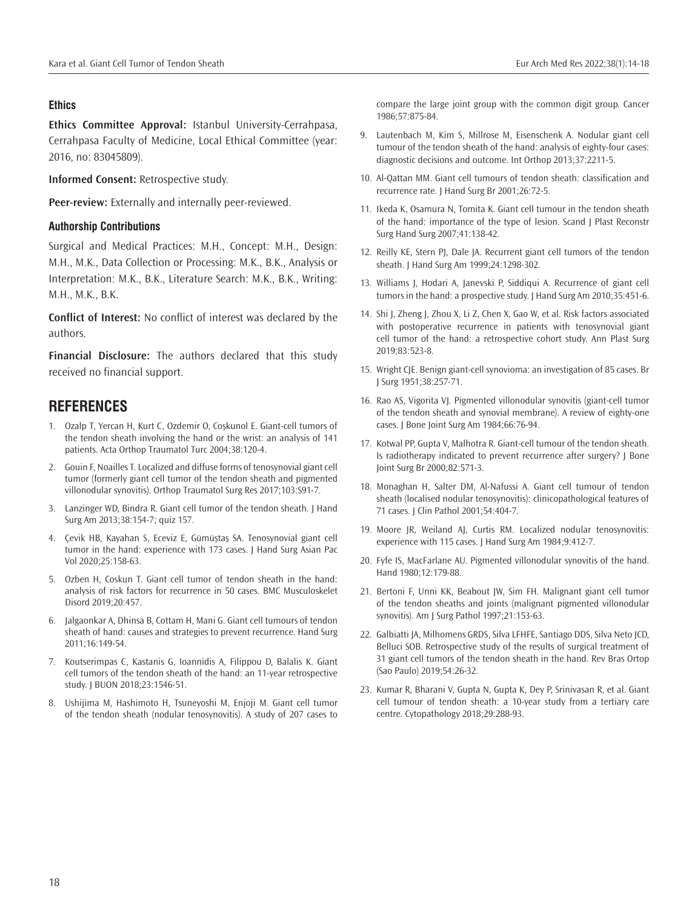### Ethics

**Ethics Committee Approval:** Istanbul University-Cerrahpasa, Cerrahpasa Faculty of Medicine, Local Ethical Committee (year: 2016, no: 83045809).

**Informed Consent:** Retrospective study.

**Peer-review:** Externally and internally peer-reviewed.

### Authorship Contributions

Surgical and Medical Practices: M.H., Concept: M.H., Design: M.H., M.K., Data Collection or Processing: M.K., B.K., Analysis or Interpretation: M.K., B.K., Literature Search: M.K., B.K., Writing: M.H., M.K., B.K.

**Conflict of Interest:** No conflict of interest was declared by the authors.

**Financial Disclosure:** The authors declared that this study received no financial support.

## REFERENCES

1. Ozalp T, Yercan H, Kurt C, Ozdemir O, Coşkunol E. Giant-cell tumors of the tendon sheath involving the hand or the wrist: an analysis of 141 patients. Acta Orthop Traumatol Turc 2004;38:120-4.
2. Gouin F, Noailles T. Localized and diffuse forms of tenosynovial giant cell tumor (formerly giant cell tumor of the tendon sheath and pigmented villonodular synovitis). Orthop Traumatol Surg Res 2017;103:S91-7.
3. Lanzinger WD, Bindra R. Giant cell tumor of the tendon sheath. J Hand Surg Am 2013;38:154-7; quiz 157.
4. Çevik HB, Kayahan S, Eceviz E, Gümüştaş SA. Tenosynovial giant cell tumor in the hand: experience with 173 cases. J Hand Surg Asian Pac Vol 2020;25:158-63.
5. Ozben H, Coskun T. Giant cell tumor of tendon sheath in the hand: analysis of risk factors for recurrence in 50 cases. BMC Musculoskelet Disord 2019;20:457.
6. Jalgaonkar A, Dhinsa B, Cottam H, Mani G. Giant cell tumours of tendon sheath of hand: causes and strategies to prevent recurrence. Hand Surg 2011;16:149-54.
7. Koutserimpas C, Kastanis G, Ioannidis A, Filippou D, Balalis K. Giant cell tumors of the tendon sheath of the hand: an 11-year retrospective study. J BUON 2018;23:1546-51.
8. Ushijima M, Hashimoto H, Tsuneyoshi M, Enjoji M. Giant cell tumor of the tendon sheath (nodular tenosynovitis). A study of 207 cases to compare the large joint group with the common digit group. Cancer 1986;57:875-84.
9. Lautenbach M, Kim S, Millrose M, Eisenschenk A. Nodular giant cell tumour of the tendon sheath of the hand: analysis of eighty-four cases: diagnostic decisions and outcome. Int Orthop 2013;37:2211-5.
10. Al-Qattan MM. Giant cell tumours of tendon sheath: classification and recurrence rate. J Hand Surg Br 2001;26:72-5.
11. Ikeda K, Osamura N, Tomita K. Giant cell tumour in the tendon sheath of the hand: importance of the type of lesion. Scand J Plast Reconstr Surg Hand Surg 2007;41:138-42.
12. Reilly KE, Stern PJ, Dale JA. Recurrent giant cell tumors of the tendon sheath. J Hand Surg Am 1999;24:1298-302.
13. Williams J, Hodari A, Janevski P, Siddiqui A. Recurrence of giant cell tumors in the hand: a prospective study. J Hand Surg Am 2010;35:451-6.
14. Shi J, Zheng J, Zhou X, Li Z, Chen X, Gao W, et al. Risk factors associated with postoperative recurrence in patients with tenosynovial giant cell tumor of the hand: a retrospective cohort study. Ann Plast Surg 2019;83:523-8.
15. Wright CJE. Benign giant-cell synovioma: an investigation of 85 cases. Br J Surg 1951;38:257-71.
16. Rao AS, Vigorita VJ. Pigmented villonodular synovitis (giant-cell tumor of the tendon sheath and synovial membrane). A review of eighty-one cases. J Bone Joint Surg Am 1984;66:76-94.
17. Kotwal PP, Gupta V, Malhotra R. Giant-cell tumour of the tendon sheath. Is radiotherapy indicated to prevent recurrence after surgery? J Bone Joint Surg Br 2000;82:571-3.
18. Monaghan H, Salter DM, Al-Nafussi A. Giant cell tumour of tendon sheath (localised nodular tenosynovitis): clinicopathological features of 71 cases. J Clin Pathol 2001;54:404-7.
19. Moore JR, Weiland AJ, Curtis RM. Localized nodular tenosynovitis: experience with 115 cases. J Hand Surg Am 1984;9:412-7.
20. Fyfe IS, MacFarlane AU. Pigmented villonodular synovitis of the hand. Hand 1980;12:179-88.
21. Bertoni F, Unni KK, Beabout JW, Sim FH. Malignant giant cell tumor of the tendon sheaths and joints (malignant pigmented villonodular synovitis). Am J Surg Pathol 1997;21:153-63.
22. Galbiatti JA, Milhomens GRDS, Silva LFHFE, Santiago DDS, Silva Neto JCD, Belluci SOB. Retrospective study of the results of surgical treatment of 31 giant cell tumors of the tendon sheath in the hand. Rev Bras Ortop (Sao Paulo) 2019;54:26-32.
23. Kumar R, Bharani V, Gupta N, Gupta K, Dey P, Srinivasan R, et al. Giant cell tumour of tendon sheath: a 10-year study from a tertiary care centre. Cytopathology 2018;29:288-93.